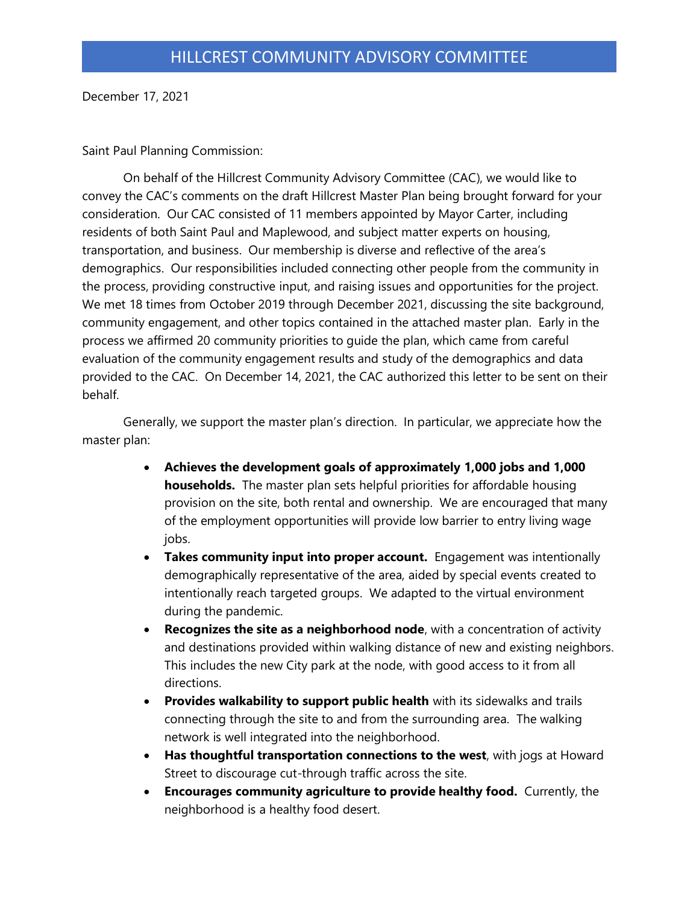# HILLCREST COMMUNITY ADVISORY COMMITTEE

December 17, 2021

Saint Paul Planning Commission:

On behalf of the Hillcrest Community Advisory Committee (CAC), we would like to convey the CAC's comments on the draft Hillcrest Master Plan being brought forward for your consideration. Our CAC consisted of 11 members appointed by Mayor Carter, including residents of both Saint Paul and Maplewood, and subject matter experts on housing, transportation, and business. Our membership is diverse and reflective of the area's demographics. Our responsibilities included connecting other people from the community in the process, providing constructive input, and raising issues and opportunities for the project. We met 18 times from October 2019 through December 2021, discussing the site background, community engagement, and other topics contained in the attached master plan. Early in the process we affirmed 20 community priorities to guide the plan, which came from careful evaluation of the community engagement results and study of the demographics and data provided to the CAC. On December 14, 2021, the CAC authorized this letter to be sent on their behalf.

Generally, we support the master plan's direction. In particular, we appreciate how the master plan:

- **Achieves the development goals of approximately 1,000 jobs and 1,000 households.** The master plan sets helpful priorities for affordable housing provision on the site, both rental and ownership. We are encouraged that many of the employment opportunities will provide low barrier to entry living wage jobs.
- **Takes community input into proper account.** Engagement was intentionally demographically representative of the area, aided by special events created to intentionally reach targeted groups. We adapted to the virtual environment during the pandemic.
- **Recognizes the site as a neighborhood node**, with a concentration of activity and destinations provided within walking distance of new and existing neighbors. This includes the new City park at the node, with good access to it from all directions.
- **Provides walkability to support public health** with its sidewalks and trails connecting through the site to and from the surrounding area. The walking network is well integrated into the neighborhood.
- **Has thoughtful transportation connections to the west**, with jogs at Howard Street to discourage cut-through traffic across the site.
- **Encourages community agriculture to provide healthy food.** Currently, the neighborhood is a healthy food desert.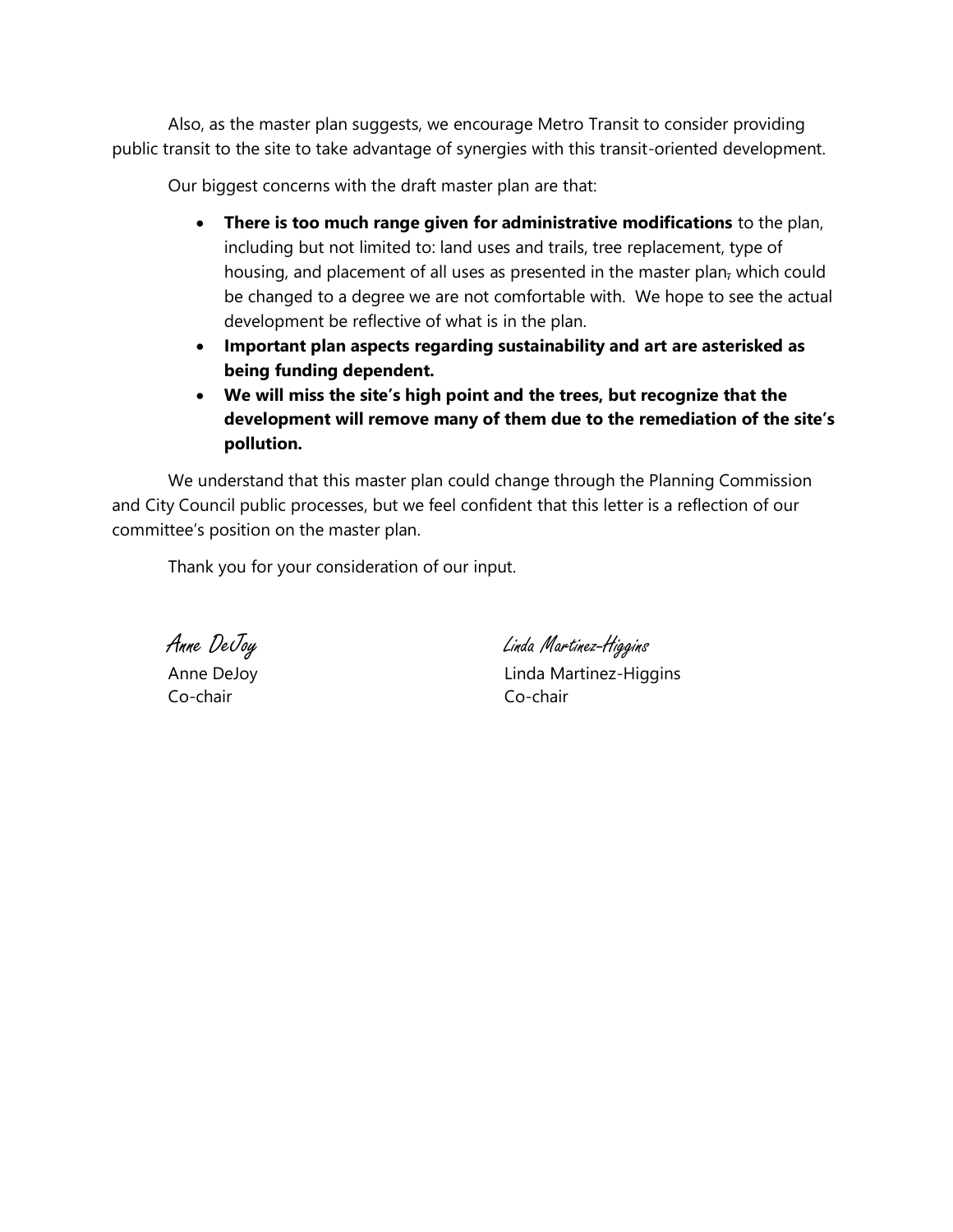Also, as the master plan suggests, we encourage Metro Transit to consider providing public transit to the site to take advantage of synergies with this transit-oriented development.

Our biggest concerns with the draft master plan are that:

- **There is too much range given for administrative modifications** to the plan, including but not limited to: land uses and trails, tree replacement, type of housing, and placement of all uses as presented in the master plan, which could be changed to a degree we are not comfortable with. We hope to see the actual development be reflective of what is in the plan.
- **Important plan aspects regarding sustainability and art are asterisked as being funding dependent.**
- **We will miss the site's high point and the trees, but recognize that the development will remove many of them due to the remediation of the site's pollution.**

We understand that this master plan could change through the Planning Commission and City Council public processes, but we feel confident that this letter is a reflection of our committee's position on the master plan.

Thank you for your consideration of our input.

*Anne DeJoy*
Anne DeJoy
Co-chair

*Linda Martinez-Higgins*
Linda Martinez-Higgins
Co-chair